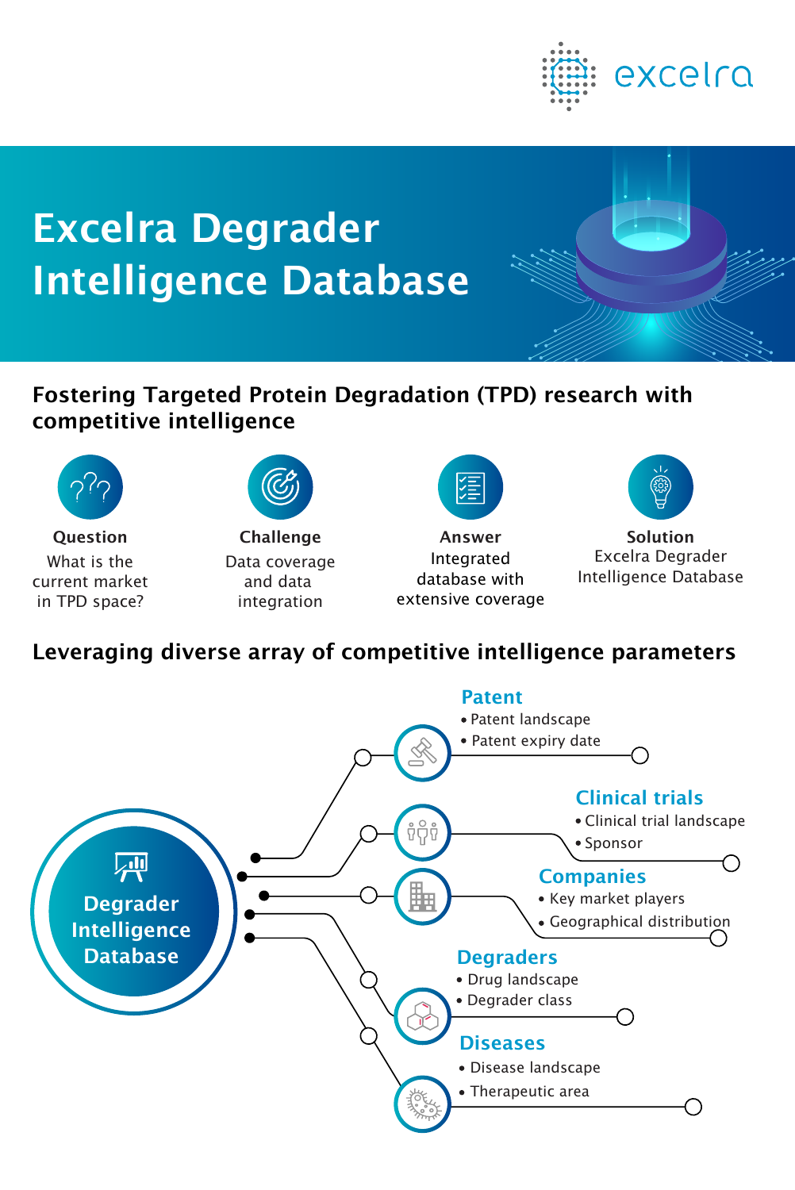excelra

# Excelra Degrader Intelligence Database

## Fostering Targeted Protein Degradation (TPD) research with competitive intelligence

**Question**
What is the current market in TPD space?

**Challenge**
Data coverage and data integration

**Answer**
Integrated database with extensive coverage

**Solution**
Excelra Degrader Intelligence Database

## Leveraging diverse array of competitive intelligence parameters

**Degrader Intelligence Database**

### Patent
- Patent landscape
- Patent expiry date

### Clinical trials
- Clinical trial landscape
- Sponsor

### Companies
- Key market players
- Geographical distribution

### Degraders
- Drug landscape
- Degrader class

### Diseases
- Disease landscape
- Therapeutic area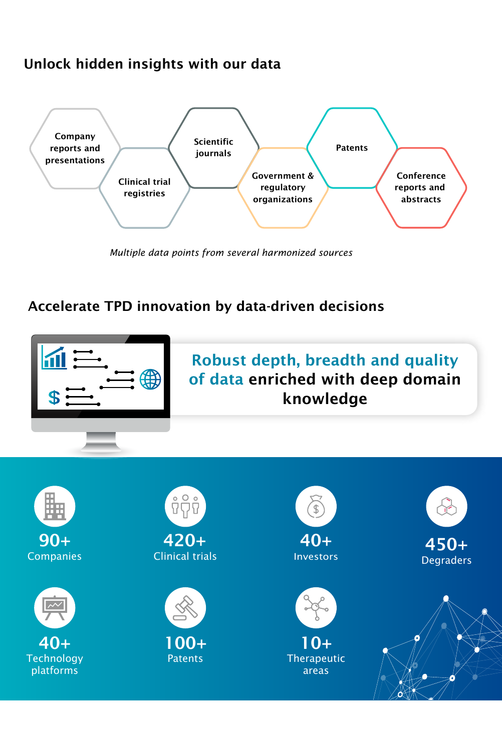## Unlock hidden insights with our data

- Company reports and presentations
- Clinical trial registries
- Scientific journals
- Government & regulatory organizations
- Patents
- Conference reports and abstracts

*Multiple data points from several harmonized sources*

## Accelerate TPD innovation by data-driven decisions

**Robust depth, breadth and quality of data enriched with deep domain knowledge**

- **90+** Companies
- **420+** Clinical trials
- **40+** Investors
- **450+** Degraders
- **40+** Technology platforms
- **100+** Patents
- **10+** Therapeutic areas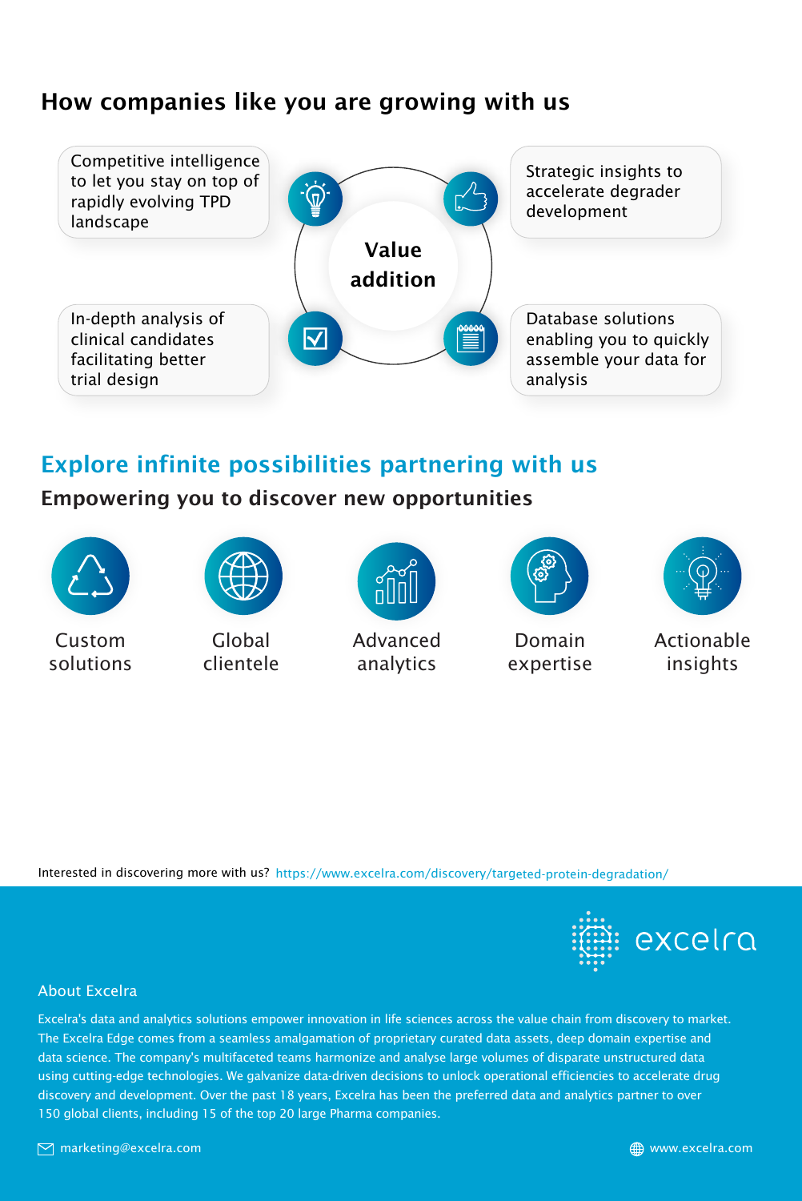## How companies like you are growing with us

**Value addition**

- Competitive intelligence to let you stay on top of rapidly evolving TPD landscape
- Strategic insights to accelerate degrader development
- In-depth analysis of clinical candidates facilitating better trial design
- Database solutions enabling you to quickly assemble your data for analysis

## Explore infinite possibilities partnering with us

### Empowering you to discover new opportunities

- Custom solutions
- Global clientele
- Advanced analytics
- Domain expertise
- Actionable insights

Interested in discovering more with us? https://www.excelra.com/discovery/targeted-protein-degradation/

excelra

### About Excelra

Excelra's data and analytics solutions empower innovation in life sciences across the value chain from discovery to market. The Excelra Edge comes from a seamless amalgamation of proprietary curated data assets, deep domain expertise and data science. The company's multifaceted teams harmonize and analyse large volumes of disparate unstructured data using cutting-edge technologies. We galvanize data-driven decisions to unlock operational efficiencies to accelerate drug discovery and development. Over the past 18 years, Excelra has been the preferred data and analytics partner to over 150 global clients, including 15 of the top 20 large Pharma companies.

marketing@excelra.com

www.excelra.com